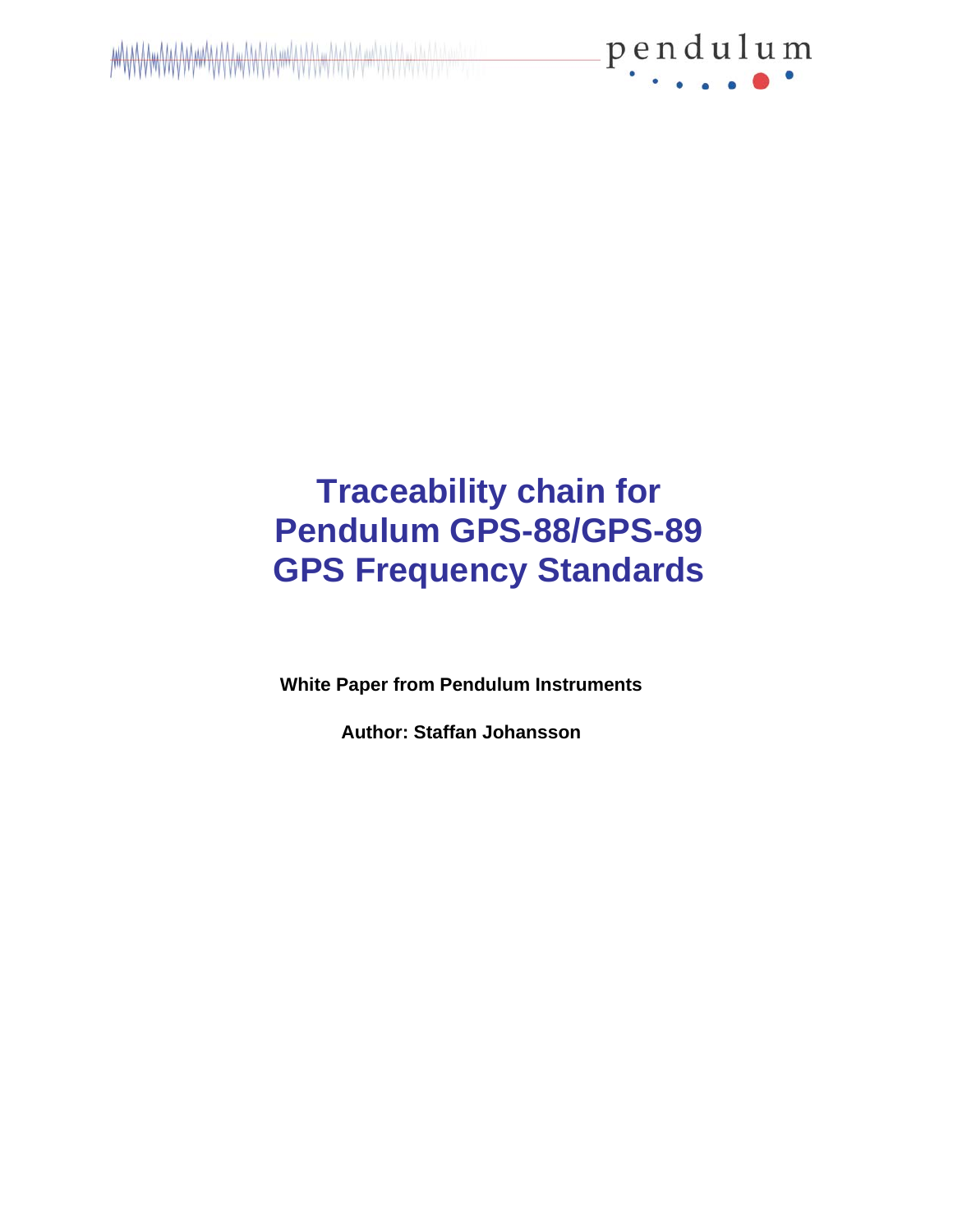# Traceability chain for Pendulum GPS-88/GPS-89 GPS Frequency Standards

**White Paper from Pendulum Instruments**

**Author: Staffan Johansson**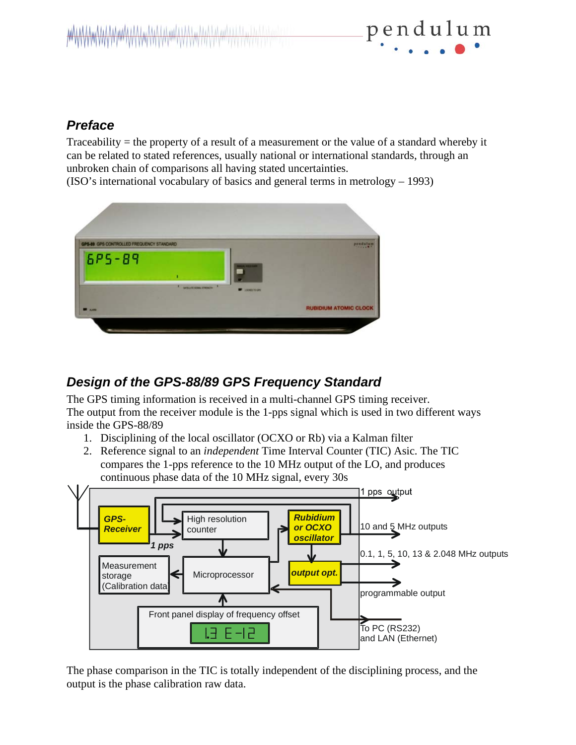## *Preface*

Traceability = the property of a result of a measurement or the value of a standard whereby it can be related to stated references, usually national or international standards, through an unbroken chain of comparisons all having stated uncertainties.
(ISO's international vocabulary of basics and general terms in metrology – 1993)

## *Design of the GPS-88/89 GPS Frequency Standard*

The GPS timing information is received in a multi-channel GPS timing receiver.
The output from the receiver module is the 1-pps signal which is used in two different ways inside the GPS-88/89

1. Disciplining of the local oscillator (OCXO or Rb) via a Kalman filter
2. Reference signal to an *independent* Time Interval Counter (TIC) Asic. The TIC compares the 1-pps reference to the 10 MHz output of the LO, and produces continuous phase data of the 10 MHz signal, every 30s

The phase comparison in the TIC is totally independent of the disciplining process, and the output is the phase calibration raw data.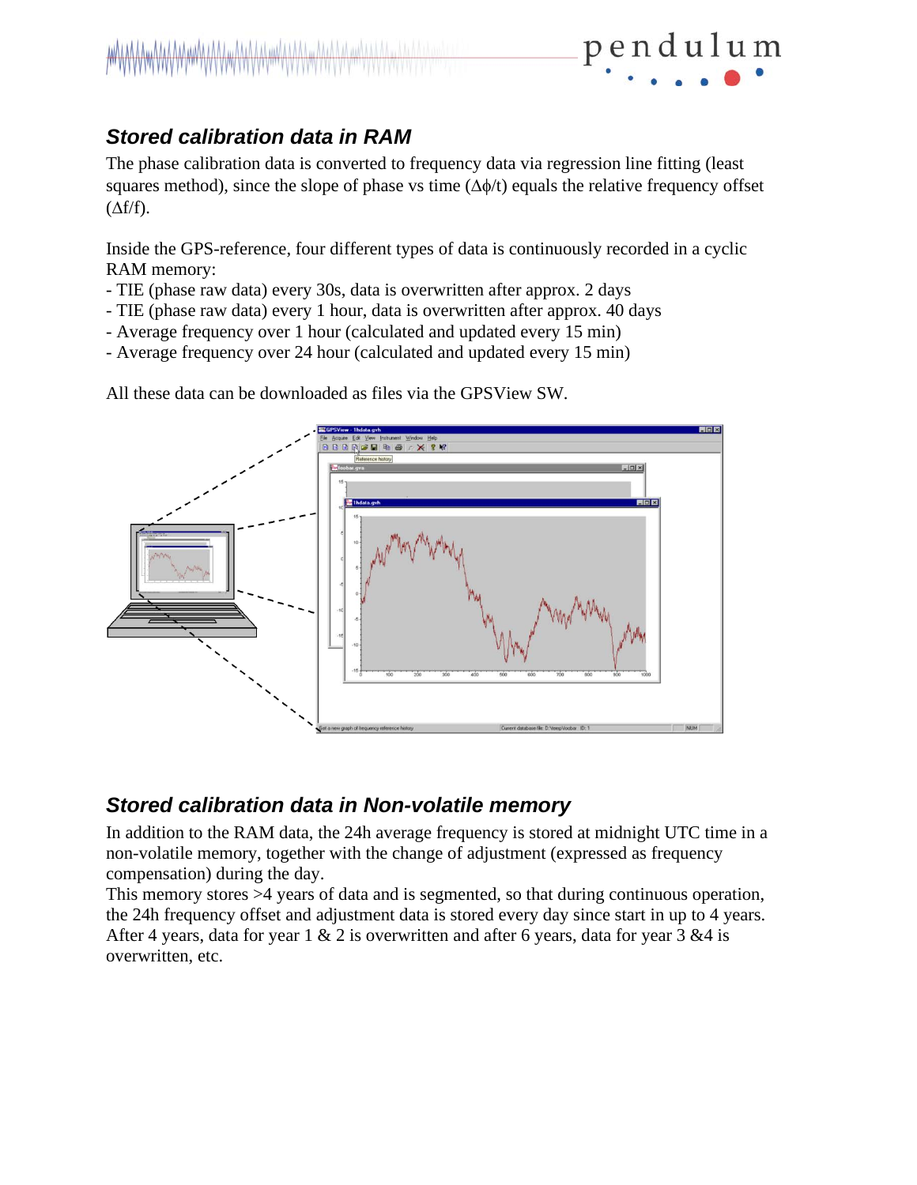## *Stored calibration data in RAM*

The phase calibration data is converted to frequency data via regression line fitting (least squares method), since the slope of phase vs time ($\Delta\phi/t$) equals the relative frequency offset ($\Delta f/f$).

Inside the GPS-reference, four different types of data is continuously recorded in a cyclic RAM memory:

- TIE (phase raw data) every 30s, data is overwritten after approx. 2 days
- TIE (phase raw data) every 1 hour, data is overwritten after approx. 40 days
- Average frequency over 1 hour (calculated and updated every 15 min)
- Average frequency over 24 hour (calculated and updated every 15 min)

All these data can be downloaded as files via the GPSView SW.

## *Stored calibration data in Non-volatile memory*

In addition to the RAM data, the 24h average frequency is stored at midnight UTC time in a non-volatile memory, together with the change of adjustment (expressed as frequency compensation) during the day.

This memory stores >4 years of data and is segmented, so that during continuous operation, the 24h frequency offset and adjustment data is stored every day since start in up to 4 years. After 4 years, data for year 1 & 2 is overwritten and after 6 years, data for year 3 &4 is overwritten, etc.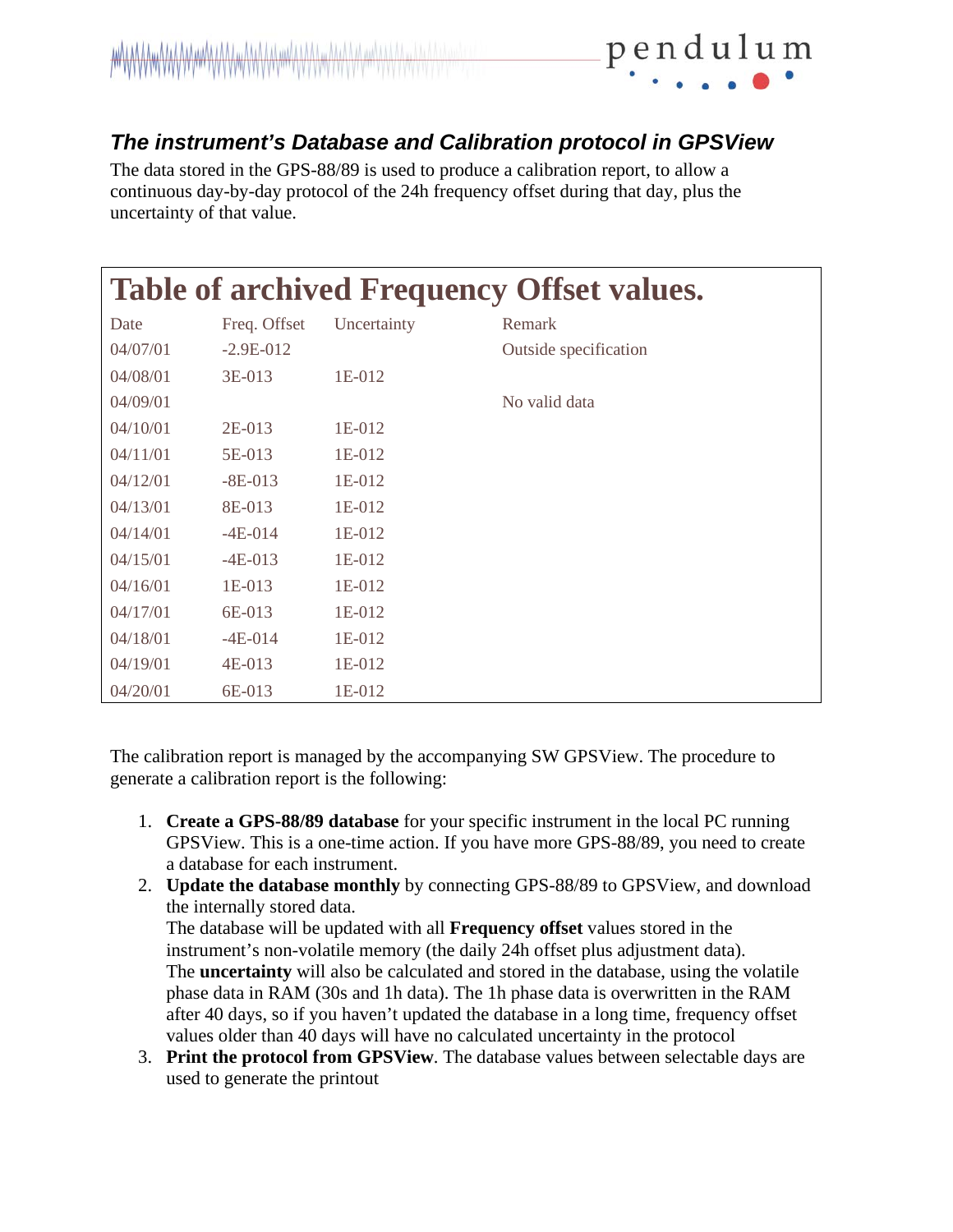## *The instrument's Database and Calibration protocol in GPSView*

The data stored in the GPS-88/89 is used to produce a calibration report, to allow a continuous day-by-day protocol of the 24h frequency offset during that day, plus the uncertainty of that value.

# Table of archived Frequency Offset values.

| Date | Freq. Offset | Uncertainty | Remark |
|---|---|---|---|
| 04/07/01 | -2.9E-012 | | Outside specification |
| 04/08/01 | 3E-013 | 1E-012 | |
| 04/09/01 | | | No valid data |
| 04/10/01 | 2E-013 | 1E-012 | |
| 04/11/01 | 5E-013 | 1E-012 | |
| 04/12/01 | -8E-013 | 1E-012 | |
| 04/13/01 | 8E-013 | 1E-012 | |
| 04/14/01 | -4E-014 | 1E-012 | |
| 04/15/01 | -4E-013 | 1E-012 | |
| 04/16/01 | 1E-013 | 1E-012 | |
| 04/17/01 | 6E-013 | 1E-012 | |
| 04/18/01 | -4E-014 | 1E-012 | |
| 04/19/01 | 4E-013 | 1E-012 | |
| 04/20/01 | 6E-013 | 1E-012 | |

The calibration report is managed by the accompanying SW GPSView. The procedure to generate a calibration report is the following:

1. **Create a GPS-88/89 database** for your specific instrument in the local PC running GPSView. This is a one-time action. If you have more GPS-88/89, you need to create a database for each instrument.
2. **Update the database monthly** by connecting GPS-88/89 to GPSView, and download the internally stored data.
   The database will be updated with all **Frequency offset** values stored in the instrument's non-volatile memory (the daily 24h offset plus adjustment data).
   The **uncertainty** will also be calculated and stored in the database, using the volatile phase data in RAM (30s and 1h data). The 1h phase data is overwritten in the RAM after 40 days, so if you haven't updated the database in a long time, frequency offset values older than 40 days will have no calculated uncertainty in the protocol
3. **Print the protocol from GPSView**. The database values between selectable days are used to generate the printout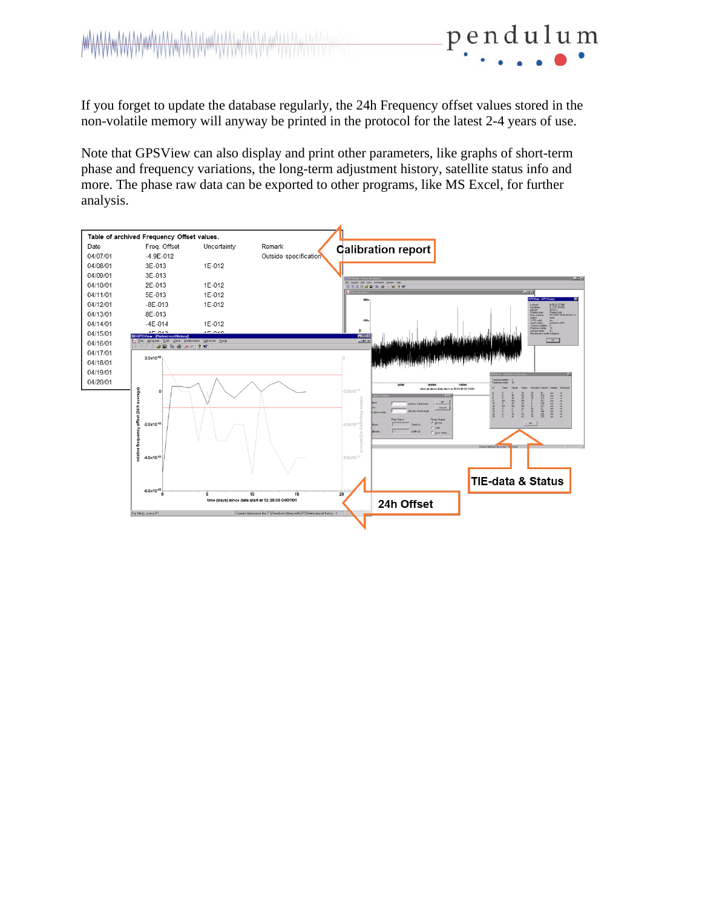If you forget to update the database regularly, the 24h Frequency offset values stored in the non-volatile memory will anyway be printed in the protocol for the latest 2-4 years of use.

Note that GPSView can also display and print other parameters, like graphs of short-term phase and frequency variations, the long-term adjustment history, satellite status info and more. The phase raw data can be exported to other programs, like MS Excel, for further analysis.

Table of archived Frequency Offset values.

| Date | Freq. Offset | Uncertainty | Remark |
|---|---|---|---|
| 04/07/01 | -4.9E-012 | | Outside specification |
| 04/08/01 | 3E-013 | 1E-012 | |
| 04/09/01 | 3E-013 | | |
| 04/10/01 | 2E-013 | 1E-012 | |
| 04/11/01 | 5E-013 | 1E-012 | |
| 04/12/01 | -8E-013 | 1E-012 | |
| 04/13/01 | 8E-013 | | |
| 04/14/01 | -4E-014 | 1E-012 | |
| 04/15/01 | | | |
| 04/16/01 | | | |
| 04/17/01 | | | |
| 04/18/01 | | | |
| 04/19/01 | | | |
| 04/20/01 | | | |

Calibration report

TIE-data & Status

24h Offset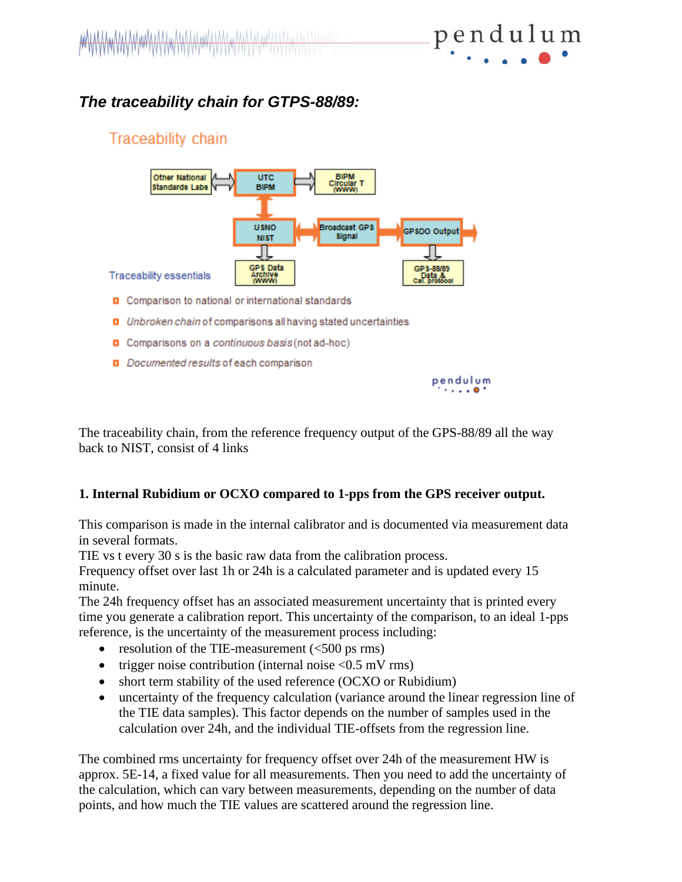## *The traceability chain for GTPS-88/89:*

Traceability chain

Other National Standards Labs ⟷ UTC BIPM ⟶ BIPM Circular T (www)

UTC BIPM ⟷ USNO NIST

USNO NIST ⟷ Broadcast GPS Signal ⟶ GPSDO Output

USNO NIST ⟶ GPS Data Archive (www)

GPSDO Output ⟶ GPS-88/89 Data & Cal. protocol

Traceability essentials

- Comparison to national or international standards
- *Unbroken chain* of comparisons all having stated uncertainties
- Comparisons on a *continuous basis* (not ad-hoc)
- *Documented results* of each comparison

The traceability chain, from the reference frequency output of the GPS-88/89 all the way back to NIST, consist of 4 links

**1. Internal Rubidium or OCXO compared to 1-pps from the GPS receiver output.**

This comparison is made in the internal calibrator and is documented via measurement data in several formats.
TIE vs t every 30 s is the basic raw data from the calibration process.
Frequency offset over last 1h or 24h is a calculated parameter and is updated every 15 minute.
The 24h frequency offset has an associated measurement uncertainty that is printed every time you generate a calibration report. This uncertainty of the comparison, to an ideal 1-pps reference, is the uncertainty of the measurement process including:

- resolution of the TIE-measurement (<500 ps rms)
- trigger noise contribution (internal noise <0.5 mV rms)
- short term stability of the used reference (OCXO or Rubidium)
- uncertainty of the frequency calculation (variance around the linear regression line of the TIE data samples). This factor depends on the number of samples used in the calculation over 24h, and the individual TIE-offsets from the regression line.

The combined rms uncertainty for frequency offset over 24h of the measurement HW is approx. 5E-14, a fixed value for all measurements. Then you need to add the uncertainty of the calculation, which can vary between measurements, depending on the number of data points, and how much the TIE values are scattered around the regression line.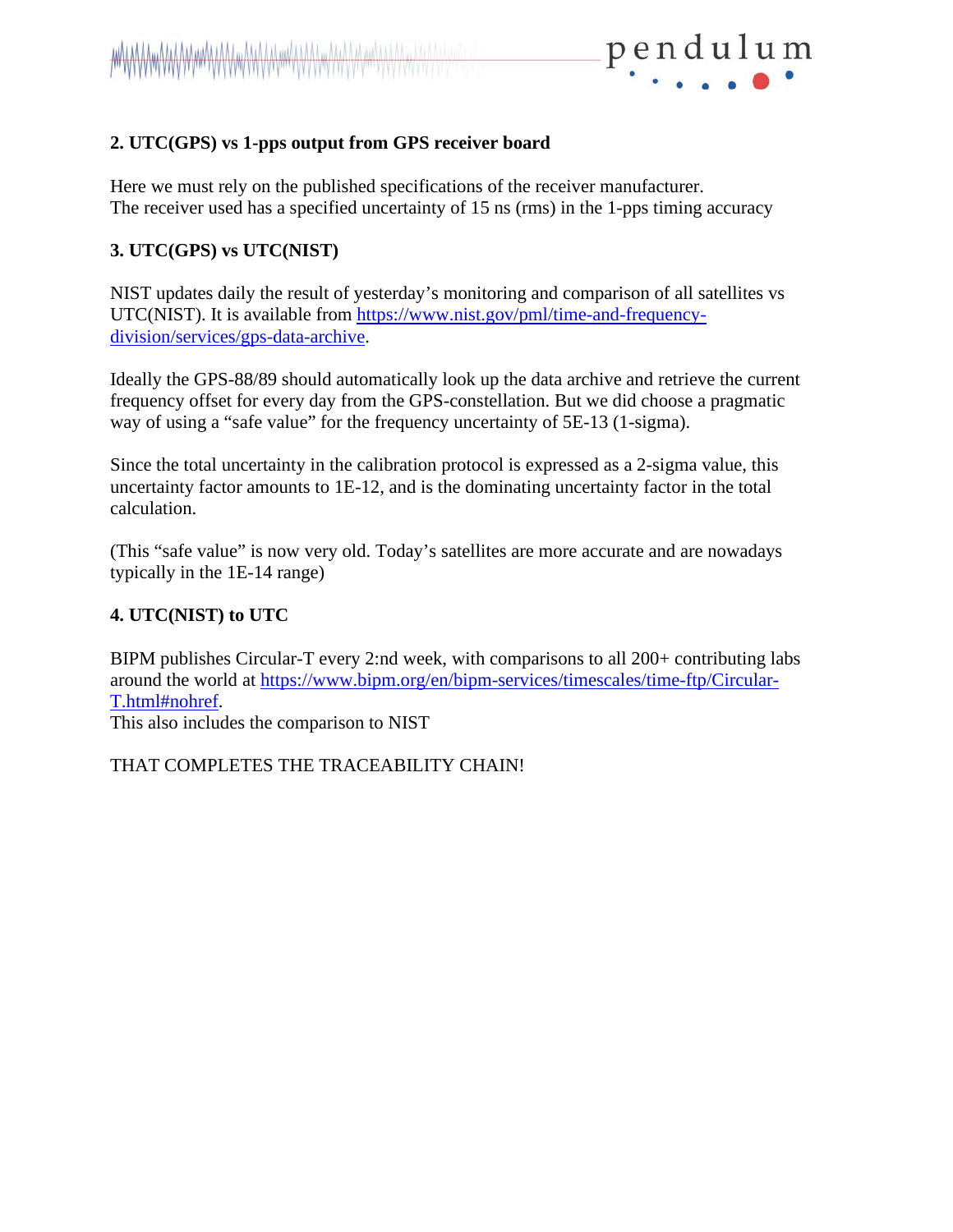**2. UTC(GPS) vs 1-pps output from GPS receiver board**

Here we must rely on the published specifications of the receiver manufacturer.
The receiver used has a specified uncertainty of 15 ns (rms) in the 1-pps timing accuracy

**3. UTC(GPS) vs UTC(NIST)**

NIST updates daily the result of yesterday's monitoring and comparison of all satellites vs UTC(NIST). It is available from [https://www.nist.gov/pml/time-and-frequency-division/services/gps-data-archive](https://www.nist.gov/pml/time-and-frequency-division/services/gps-data-archive).

Ideally the GPS-88/89 should automatically look up the data archive and retrieve the current frequency offset for every day from the GPS-constellation. But we did choose a pragmatic way of using a "safe value" for the frequency uncertainty of 5E-13 (1-sigma).

Since the total uncertainty in the calibration protocol is expressed as a 2-sigma value, this uncertainty factor amounts to 1E-12, and is the dominating uncertainty factor in the total calculation.

(This "safe value" is now very old. Today's satellites are more accurate and are nowadays typically in the 1E-14 range)

**4. UTC(NIST) to UTC**

BIPM publishes Circular-T every 2:nd week, with comparisons to all 200+ contributing labs around the world at [https://www.bipm.org/en/bipm-services/timescales/time-ftp/Circular-T.html#nohref](https://www.bipm.org/en/bipm-services/timescales/time-ftp/Circular-T.html#nohref).
This also includes the comparison to NIST

THAT COMPLETES THE TRACEABILITY CHAIN!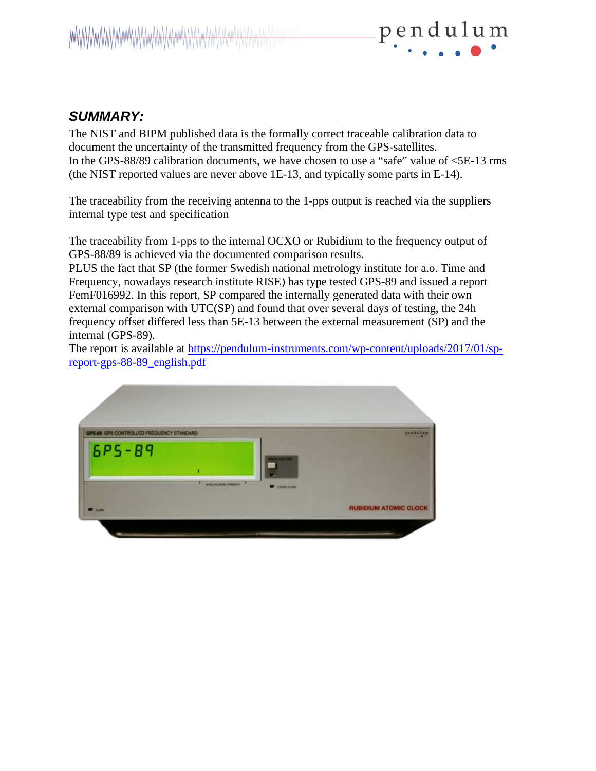## ***SUMMARY:***

The NIST and BIPM published data is the formally correct traceable calibration data to document the uncertainty of the transmitted frequency from the GPS-satellites.
In the GPS-88/89 calibration documents, we have chosen to use a "safe" value of <5E-13 rms (the NIST reported values are never above 1E-13, and typically some parts in E-14).

The traceability from the receiving antenna to the 1-pps output is reached via the suppliers internal type test and specification

The traceability from 1-pps to the internal OCXO or Rubidium to the frequency output of GPS-88/89 is achieved via the documented comparison results.
PLUS the fact that SP (the former Swedish national metrology institute for a.o. Time and Frequency, nowadays research institute RISE) has type tested GPS-89 and issued a report FemF016992. In this report, SP compared the internally generated data with their own external comparison with UTC(SP) and found that over several days of testing, the 24h frequency offset differed less than 5E-13 between the external measurement (SP) and the internal (GPS-89).
The report is available at [https://pendulum-instruments.com/wp-content/uploads/2017/01/sp-report-gps-88-89_english.pdf](https://pendulum-instruments.com/wp-content/uploads/2017/01/sp-report-gps-88-89_english.pdf)